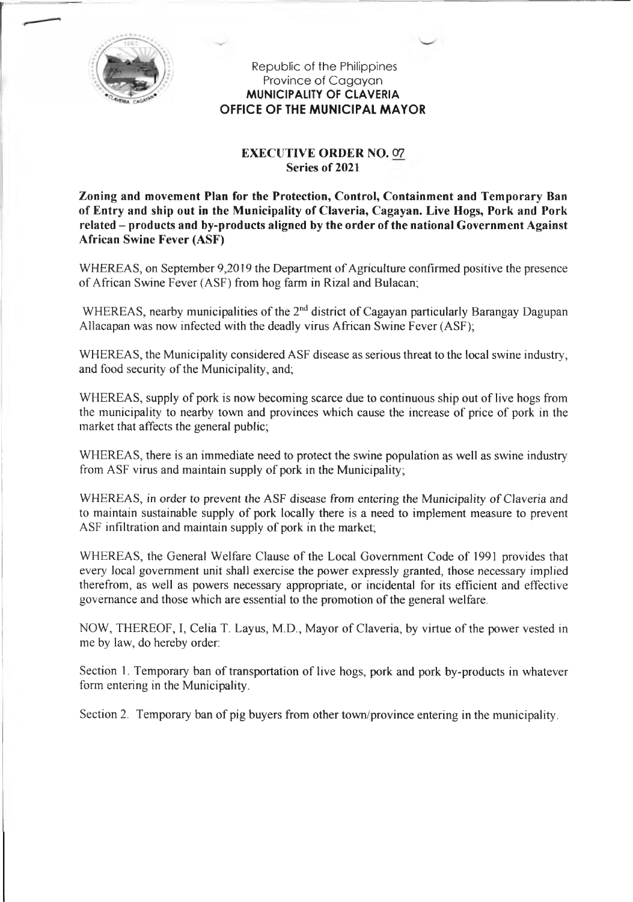Republic of the Philippines
Province of Cagayan
**MUNICIPALITY OF CLAVERIA**
**OFFICE OF THE MUNICIPAL MAYOR**

**EXECUTIVE ORDER NO. 07**
**Series of 2021**

**Zoning and movement Plan for the Protection, Control, Containment and Temporary Ban of Entry and ship out in the Municipality of Claveria, Cagayan. Live Hogs, Pork and Pork related – products and by-products aligned by the order of the national Government Against African Swine Fever (ASF)**

WHEREAS, on September 9,2019 the Department of Agriculture confirmed positive the presence of African Swine Fever (ASF) from hog farm in Rizal and Bulacan;

WHEREAS, nearby municipalities of the 2nd district of Cagayan particularly Barangay Dagupan Allacapan was now infected with the deadly virus African Swine Fever (ASF);

WHEREAS, the Municipality considered ASF disease as serious threat to the local swine industry, and food security of the Municipality, and;

WHEREAS, supply of pork is now becoming scarce due to continuous ship out of live hogs from the municipality to nearby town and provinces which cause the increase of price of pork in the market that affects the general public;

WHEREAS, there is an immediate need to protect the swine population as well as swine industry from ASF virus and maintain supply of pork in the Municipality;

WHEREAS, in order to prevent the ASF disease from entering the Municipality of Claveria and to maintain sustainable supply of pork locally there is a need to implement measure to prevent ASF infiltration and maintain supply of pork in the market;

WHEREAS, the General Welfare Clause of the Local Government Code of 1991 provides that every local government unit shall exercise the power expressly granted, those necessary implied therefrom, as well as powers necessary appropriate, or incidental for its efficient and effective governance and those which are essential to the promotion of the general welfare.

NOW, THEREOF, I, Celia T. Layus, M.D., Mayor of Claveria, by virtue of the power vested in me by law, do hereby order:

Section 1. Temporary ban of transportation of live hogs, pork and pork by-products in whatever form entering in the Municipality.

Section 2. Temporary ban of pig buyers from other town/province entering in the municipality.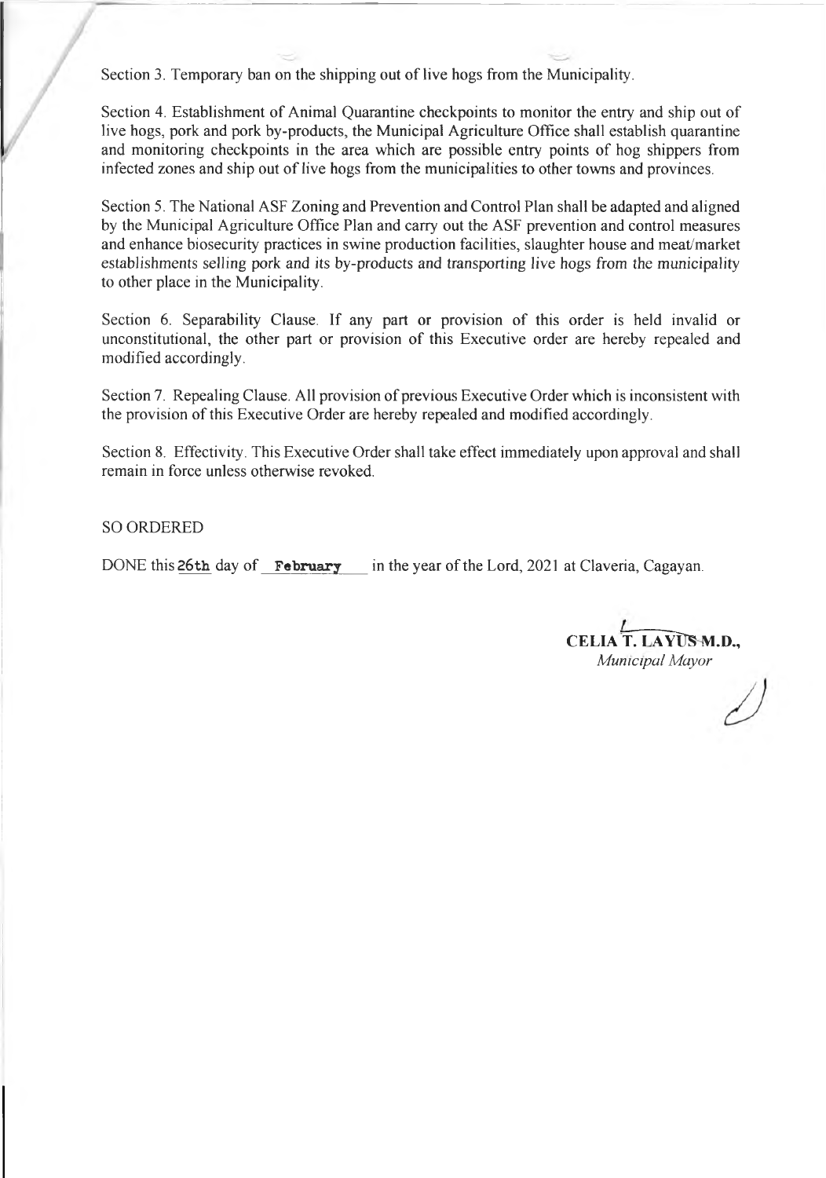Section 3. Temporary ban on the shipping out of live hogs from the Municipality.

Section 4. Establishment of Animal Quarantine checkpoints to monitor the entry and ship out of live hogs, pork and pork by-products, the Municipal Agriculture Office shall establish quarantine and monitoring checkpoints in the area which are possible entry points of hog shippers from infected zones and ship out of live hogs from the municipalities to other towns and provinces.

Section 5. The National ASF Zoning and Prevention and Control Plan shall be adapted and aligned by the Municipal Agriculture Office Plan and carry out the ASF prevention and control measures and enhance biosecurity practices in swine production facilities, slaughter house and meat/market establishments selling pork and its by-products and transporting live hogs from the municipality to other place in the Municipality.

Section 6. Separability Clause. If any part or provision of this order is held invalid or unconstitutional, the other part or provision of this Executive order are hereby repealed and modified accordingly.

Section 7. Repealing Clause. All provision of previous Executive Order which is inconsistent with the provision of this Executive Order are hereby repealed and modified accordingly.

Section 8. Effectivity. This Executive Order shall take effect immediately upon approval and shall remain in force unless otherwise revoked.

SO ORDERED

DONE this 26th day of **February** in the year of the Lord, 2021 at Claveria, Cagayan.

**CELIA T. LAYUS M.D.,**
*Municipal Mayor*